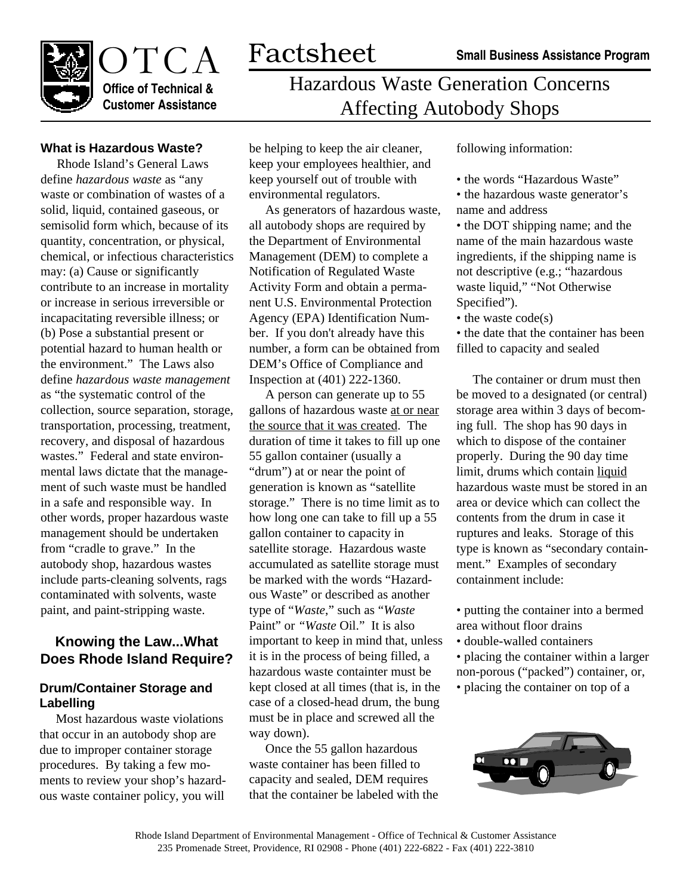# OTCA Factsheet

**Office of Technical & Customer Assistance**

**Small Business Assistance Program**

## Hazardous Waste Generation Concerns Affecting Autobody Shops

### What is Hazardous Waste?

Rhode Island's General Laws define *hazardous waste* as "any waste or combination of wastes of a solid, liquid, contained gaseous, or semisolid form which, because of its quantity, concentration, or physical, chemical, or infectious characteristics may: (a) Cause or significantly contribute to an increase in mortality or increase in serious irreversible or incapacitating reversible illness; or (b) Pose a substantial present or potential hazard to human health or the environment." The Laws also define *hazardous waste management* as "the systematic control of the collection, source separation, storage, transportation, processing, treatment, recovery, and disposal of hazardous wastes." Federal and state environmental laws dictate that the management of such waste must be handled in a safe and responsible way. In other words, proper hazardous waste management should be undertaken from "cradle to grave." In the autobody shop, hazardous wastes include parts-cleaning solvents, rags contaminated with solvents, waste paint, and paint-stripping waste.

## Knowing the Law...What Does Rhode Island Require?

### Drum/Container Storage and Labelling

Most hazardous waste violations that occur in an autobody shop are due to improper container storage procedures. By taking a few moments to review your shop's hazardous waste container policy, you will be helping to keep the air cleaner, keep your employees healthier, and keep yourself out of trouble with environmental regulators.

As generators of hazardous waste, all autobody shops are required by the Department of Environmental Management (DEM) to complete a Notification of Regulated Waste Activity Form and obtain a permanent U.S. Environmental Protection Agency (EPA) Identification Number. If you don't already have this number, a form can be obtained from DEM's Office of Compliance and Inspection at (401) 222-1360.

A person can generate up to 55 gallons of hazardous waste <u>at or near the source that it was created</u>. The duration of time it takes to fill up one 55 gallon container (usually a "drum") at or near the point of generation is known as "satellite storage." There is no time limit as to how long one can take to fill up a 55 gallon container to capacity in satellite storage. Hazardous waste accumulated as satellite storage must be marked with the words "Hazardous Waste" or described as another type of "*Waste*," such as "*Waste* Paint" or *"Waste* Oil." It is also important to keep in mind that, unless it is in the process of being filled, a hazardous waste containter must be kept closed at all times (that is, in the case of a closed-head drum, the bung must be in place and screwed all the way down).

Once the 55 gallon hazardous waste container has been filled to capacity and sealed, DEM requires that the container be labeled with the following information:

- the words "Hazardous Waste"
- the hazardous waste generator's name and address
- the DOT shipping name; and the name of the main hazardous waste ingredients, if the shipping name is not descriptive (e.g.; "hazardous waste liquid," "Not Otherwise Specified").
- the waste code(s)
- the date that the container has been filled to capacity and sealed

The container or drum must then be moved to a designated (or central) storage area within 3 days of becoming full. The shop has 90 days in which to dispose of the container properly. During the 90 day time limit, drums which contain <u>liquid</u> hazardous waste must be stored in an area or device which can collect the contents from the drum in case it ruptures and leaks. Storage of this type is known as "secondary containment." Examples of secondary containment include:

- putting the container into a bermed area without floor drains
- double-walled containers
- placing the container within a larger non-porous ("packed") container, or,
- placing the container on top of a

Rhode Island Department of Environmental Management - Office of Technical & Customer Assistance
235 Promenade Street, Providence, RI 02908 - Phone (401) 222-6822 - Fax (401) 222-3810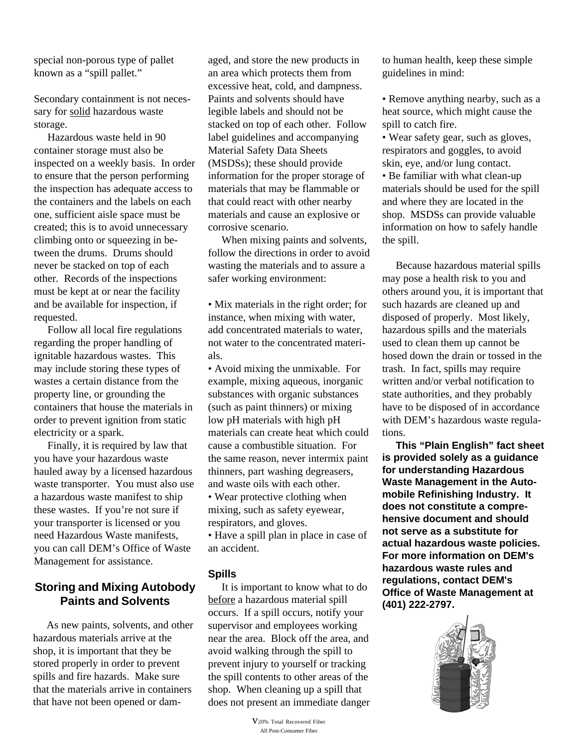special non-porous type of pallet known as a "spill pallet."

Secondary containment is not necessary for solid hazardous waste storage.

Hazardous waste held in 90 container storage must also be inspected on a weekly basis. In order to ensure that the person performing the inspection has adequate access to the containers and the labels on each one, sufficient aisle space must be created; this is to avoid unnecessary climbing onto or squeezing in between the drums. Drums should never be stacked on top of each other. Records of the inspections must be kept at or near the facility and be available for inspection, if requested.

Follow all local fire regulations regarding the proper handling of ignitable hazardous wastes. This may include storing these types of wastes a certain distance from the property line, or grounding the containers that house the materials in order to prevent ignition from static electricity or a spark.

Finally, it is required by law that you have your hazardous waste hauled away by a licensed hazardous waste transporter. You must also use a hazardous waste manifest to ship these wastes. If you're not sure if your transporter is licensed or you need Hazardous Waste manifests, you can call DEM's Office of Waste Management for assistance.

## Storing and Mixing Autobody Paints and Solvents

As new paints, solvents, and other hazardous materials arrive at the shop, it is important that they be stored properly in order to prevent spills and fire hazards. Make sure that the materials arrive in containers that have not been opened or damaged, and store the new products in an area which protects them from excessive heat, cold, and dampness. Paints and solvents should have legible labels and should not be stacked on top of each other. Follow label guidelines and accompanying Material Safety Data Sheets (MSDSs); these should provide information for the proper storage of materials that may be flammable or that could react with other nearby materials and cause an explosive or corrosive scenario.

When mixing paints and solvents, follow the directions in order to avoid wasting the materials and to assure a safer working environment:

- Mix materials in the right order; for instance, when mixing with water, add concentrated materials to water, not water to the concentrated materials.
- Avoid mixing the unmixable. For example, mixing aqueous, inorganic substances with organic substances (such as paint thinners) or mixing low pH materials with high pH materials can create heat which could cause a combustible situation. For the same reason, never intermix paint thinners, part washing degreasers, and waste oils with each other.
- Wear protective clothing when mixing, such as safety eyewear, respirators, and gloves.
- Have a spill plan in place in case of an accident.

### Spills

It is important to know what to do before a hazardous material spill occurs. If a spill occurs, notify your supervisor and employees working near the area. Block off the area, and avoid walking through the spill to prevent injury to yourself or tracking the spill contents to other areas of the shop. When cleaning up a spill that does not present an immediate danger to human health, keep these simple guidelines in mind:

- Remove anything nearby, such as a heat source, which might cause the spill to catch fire.
- Wear safety gear, such as gloves, respirators and goggles, to avoid skin, eye, and/or lung contact.
- Be familiar with what clean-up materials should be used for the spill and where they are located in the shop. MSDSs can provide valuable information on how to safely handle the spill.

Because hazardous material spills may pose a health risk to you and others around you, it is important that such hazards are cleaned up and disposed of properly. Most likely, hazardous spills and the materials used to clean them up cannot be hosed down the drain or tossed in the trash. In fact, spills may require written and/or verbal notification to state authorities, and they probably have to be disposed of in accordance with DEM's hazardous waste regulations.

**This "Plain English" fact sheet is provided solely as a guidance for understanding Hazardous Waste Management in the Automobile Refinishing Industry. It does not constitute a comprehensive document and should not serve as a substitute for actual hazardous waste policies. For more information on DEM's hazardous waste rules and regulations, contact DEM's Office of Waste Management at (401) 222-2797.**

20% Total Recovered Fiber
All Post-Consumer Fiber